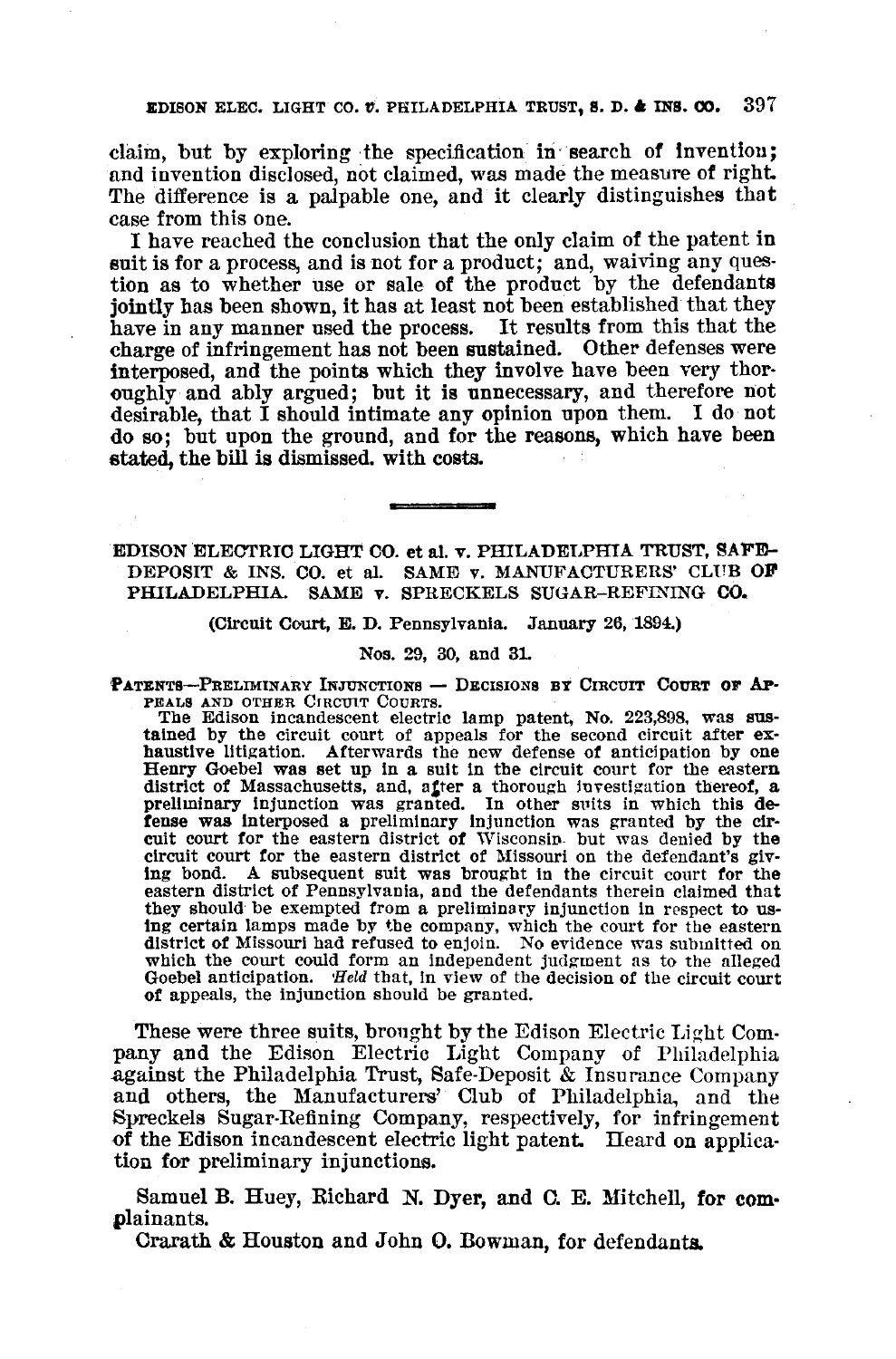claim, but by exploring the specification in search of invention; and invention disclosed, not claimed, was made the measure of right. The difference is a palpable one, and it clearly distinguishes that case from this one.

I have reached the conclusion that the only claim of the patent in suit is for a process, and is not for a product; and, waiving any question as to whether use or sale of the product by the defendants jointly has been shown, it has at least not been established that they have in any manner used the process. It results from this that the charge of infringement has not been sustained. Other defenses were interposed, and the points which they involve have been very thoroughly and ably argued; but it is unnecessary, and therefore not desirable, that I should intimate any opinion upon them. I do not do so; but upon the ground, and for the reasons, which have been stated, the bill is dismissed. with costs.

---

## EDISON ELECTRIC LIGHT CO. et al. v. PHILADELPHIA TRUST, SAFE-DEPOSIT & INS. CO. et al. SAME v. MANUFACTURERS' CLUB OF PHILADELPHIA. SAME v. SPRECKELS SUGAR-REFINING CO.

(Circuit Court, E. D. Pennsylvania. January 26, 1894.)

Nos. 29, 30, and 31.

PATENTS—PRELIMINARY INJUNCTIONS — DECISIONS BY CIRCUIT COURT OF APPEALS AND OTHER CIRCUIT COURTS.

The Edison incandescent electric lamp patent, No. 223,898, was sustained by the circuit court of appeals for the second circuit after exhaustive litigation. Afterwards the new defense of anticipation by one Henry Goebel was set up in a suit in the circuit court for the eastern district of Massachusetts, and, after a thorough investigation thereof, a preliminary injunction was granted. In other suits in which this defense was interposed a preliminary injunction was granted by the circuit court for the eastern district of Wisconsin but was denied by the circuit court for the eastern district of Missouri on the defendant's giving bond. A subsequent suit was brought in the circuit court for the eastern district of Pennsylvania, and the defendants therein claimed that they should be exempted from a preliminary injunction in respect to using certain lamps made by the company, which the court for the eastern district of Missouri had refused to enjoin. No evidence was submitted on which the court could form an independent judgment as to the alleged Goebel anticipation. *Held* that, in view of the decision of the circuit court of appeals, the injunction should be granted.

These were three suits, brought by the Edison Electric Light Company and the Edison Electric Light Company of Philadelphia against the Philadelphia Trust, Safe-Deposit & Insurance Company and others, the Manufacturers' Club of Philadelphia, and the Spreckels Sugar-Refining Company, respectively, for infringement of the Edison incandescent electric light patent. Heard on application for preliminary injunctions.

Samuel B. Huey, Richard N. Dyer, and C. E. Mitchell, for complainants.

Crarath & Houston and John O. Bowman, for defendants.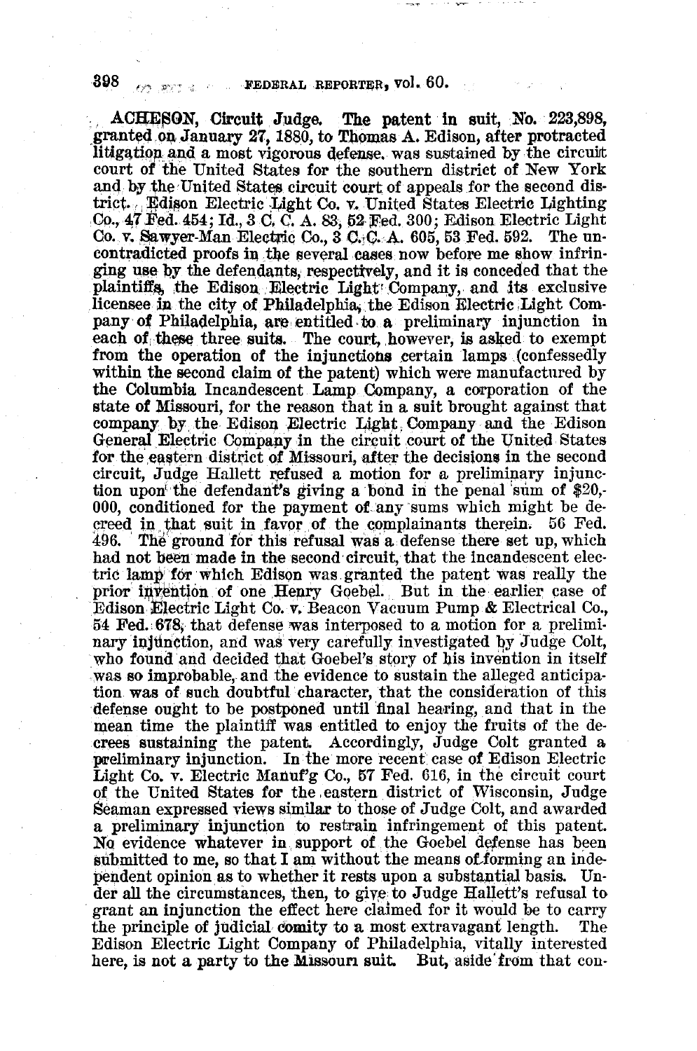ACHESON, Circuit Judge. The patent in suit, No. 223,898, granted on January 27, 1880, to Thomas A. Edison, after protracted litigation and a most vigorous defense, was sustained by the circuit court of the United States for the southern district of New York and by the United States circuit court of appeals for the second district. Edison Electric Light Co. v. United States Electric Lighting Co., 47 Fed. 454; Id., 3 C. C. A. 83, 52 Fed. 300; Edison Electric Light Co. v. Sawyer-Man Electric Co., 3 C. C. A. 605, 53 Fed. 592. The uncontradicted proofs in the several cases now before me show infringing use by the defendants, respectively, and it is conceded that the plaintiffs, the Edison Electric Light Company, and its exclusive licensee in the city of Philadelphia, the Edison Electric Light Company of Philadelphia, are entitled to a preliminary injunction in each of these three suits. The court, however, is asked to exempt from the operation of the injunctions certain lamps (confessedly within the second claim of the patent) which were manufactured by the Columbia Incandescent Lamp Company, a corporation of the state of Missouri, for the reason that in a suit brought against that company by the Edison Electric Light Company and the Edison General Electric Company in the circuit court of the United States for the eastern district of Missouri, after the decisions in the second circuit, Judge Hallett refused a motion for a preliminary injunction upon the defendant's giving a bond in the penal sum of $20,000, conditioned for the payment of any sums which might be decreed in that suit in favor of the complainants therein. 56 Fed. 496. The ground for this refusal was a defense there set up, which had not been made in the second circuit, that the incandescent electric lamp for which Edison was granted the patent was really the prior invention of one Henry Goebel. But in the earlier case of Edison Electric Light Co. v. Beacon Vacuum Pump & Electrical Co., 54 Fed. 678, that defense was interposed to a motion for a preliminary injunction, and was very carefully investigated by Judge Colt, who found and decided that Goebel's story of his invention in itself was so improbable, and the evidence to sustain the alleged anticipation was of such doubtful character, that the consideration of this defense ought to be postponed until final hearing, and that in the mean time the plaintiff was entitled to enjoy the fruits of the decrees sustaining the patent. Accordingly, Judge Colt granted a preliminary injunction. In the more recent case of Edison Electric Light Co. v. Electric Manuf'g Co., 57 Fed. 616, in the circuit court of the United States for the eastern district of Wisconsin, Judge Seaman expressed views similar to those of Judge Colt, and awarded a preliminary injunction to restrain infringement of this patent. No evidence whatever in support of the Goebel defense has been submitted to me, so that I am without the means of forming an independent opinion as to whether it rests upon a substantial basis. Under all the circumstances, then, to give to Judge Hallett's refusal to grant an injunction the effect here claimed for it would be to carry the principle of judicial comity to a most extravagant length. The Edison Electric Light Company of Philadelphia, vitally interested here, is not a party to the Missouri suit. But, aside from that con-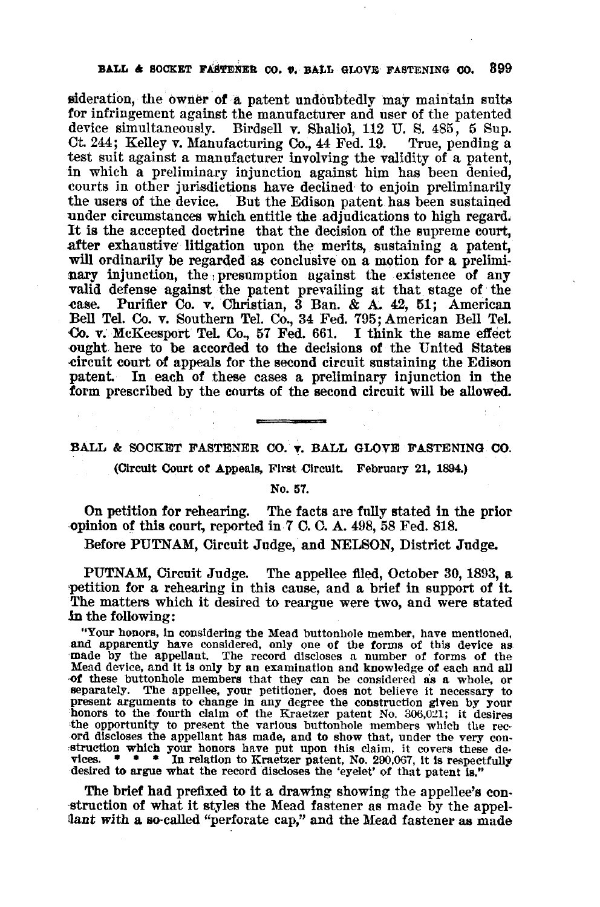sideration, the owner of a patent undoubtedly may maintain suits for infringement against the manufacturer and user of the patented device simultaneously. Birdsell v. Shaliol, 112 U. S. 485, 5 Sup. Ct. 244; Kelley v. Manufacturing Co., 44 Fed. 19. True, pending a test suit against a manufacturer involving the validity of a patent, in which a preliminary injunction against him has been denied, courts in other jurisdictions have declined to enjoin preliminarily the users of the device. But the Edison patent has been sustained under circumstances which entitle the adjudications to high regard. It is the accepted doctrine that the decision of the supreme court, after exhaustive litigation upon the merits, sustaining a patent, will ordinarily be regarded as conclusive on a motion for a preliminary injunction, the presumption against the existence of any valid defense against the patent prevailing at that stage of the case. Purifier Co. v. Christian, 3 Ban. & A. 42, 51; American Bell Tel. Co. v. Southern Tel. Co., 34 Fed. 795; American Bell Tel. Co. v. McKeesport Tel. Co., 57 Fed. 661. I think the same effect ought here to be accorded to the decisions of the United States circuit court of appeals for the second circuit sustaining the Edison patent. In each of these cases a preliminary injunction in the form prescribed by the courts of the second circuit will be allowed.

---

## BALL & SOCKET FASTENER CO. v. BALL GLOVE FASTENING CO.

(Circuit Court of Appeals, First Circuit. February 21, 1894.)

No. 57.

On petition for rehearing. The facts are fully stated in the prior opinion of this court, reported in 7 C. C. A. 498, 58 Fed. 818.

Before PUTNAM, Circuit Judge, and NELSON, District Judge.

PUTNAM, Circuit Judge. The appellee filed, October 30, 1893, a petition for a rehearing in this cause, and a brief in support of it. The matters which it desired to reargue were two, and were stated in the following:

> "Your honors, in considering the Mead buttonhole member, have mentioned, and apparently have considered, only one of the forms of this device as made by the appellant. The record discloses a number of forms of the Mead device, and it is only by an examination and knowledge of each and all of these buttonhole members that they can be considered as a whole, or separately. The appellee, your petitioner, does not believe it necessary to present arguments to change in any degree the construction given by your honors to the fourth claim of the Kraetzer patent No. 306,021; it desires the opportunity to present the various buttonhole members which the record discloses the appellant has made, and to show that, under the very construction which your honors have put upon this claim, it covers these devices. * * * In relation to Kraetzer patent, No. 290,067, it is respectfully desired to argue what the record discloses the 'eyelet' of that patent is."

The brief had prefixed to it a drawing showing the appellee's construction of what it styles the Mead fastener as made by the appellant with a so-called "perforate cap," and the Mead fastener as made